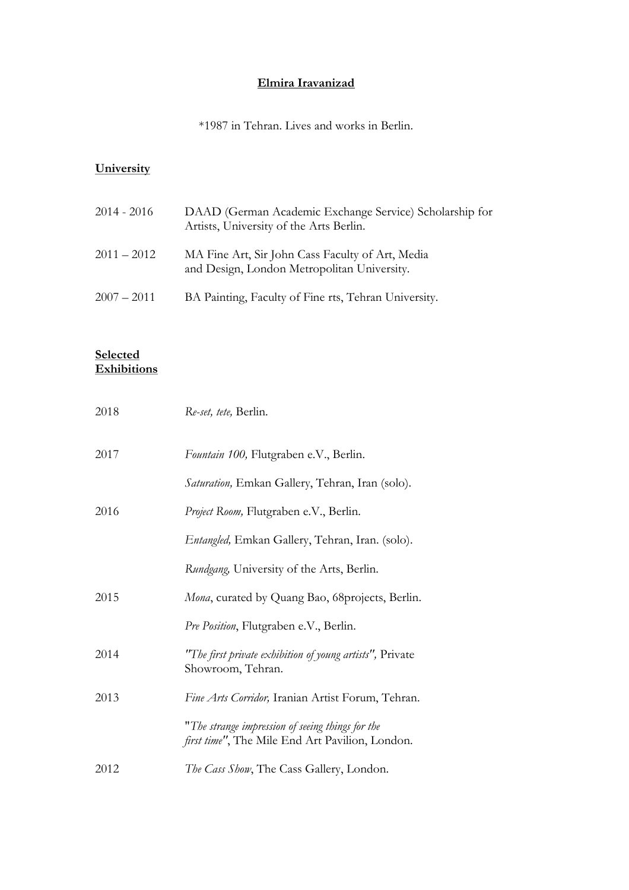# Elmira Iravanizad

*1987 in Tehran. Lives and works in Berlin.

## University

| | |
|---|---|
| 2014 - 2016 | DAAD (German Academic Exchange Service) Scholarship for Artists, University of the Arts Berlin. |
| 2011 – 2012 | MA Fine Art, Sir John Cass Faculty of Art, Media and Design, London Metropolitan University. |
| 2007 – 2011 | BA Painting, Faculty of Fine rts, Tehran University. |

## Selected Exhibitions

| | |
|---|---|
| 2018 | *Re-set, tete,* Berlin. |
| 2017 | *Fountain 100,* Flutgraben e.V., Berlin. |
| | *Saturation,* Emkan Gallery, Tehran, Iran (solo). |
| 2016 | *Project Room,* Flutgraben e.V., Berlin. |
| | *Entangled,* Emkan Gallery, Tehran, Iran. (solo). |
| | *Rundgang,* University of the Arts, Berlin. |
| 2015 | *Mona*, curated by Quang Bao, 68projects, Berlin. |
| | *Pre Position*, Flutgraben e.V., Berlin. |
| 2014 | *"The first private exhibition of young artists",* Private Showroom, Tehran. |
| 2013 | *Fine Arts Corridor,* Iranian Artist Forum, Tehran. |
| | "*The strange impression of seeing things for the first time"*, The Mile End Art Pavilion, London. |
| 2012 | *The Cass Show*, The Cass Gallery, London. |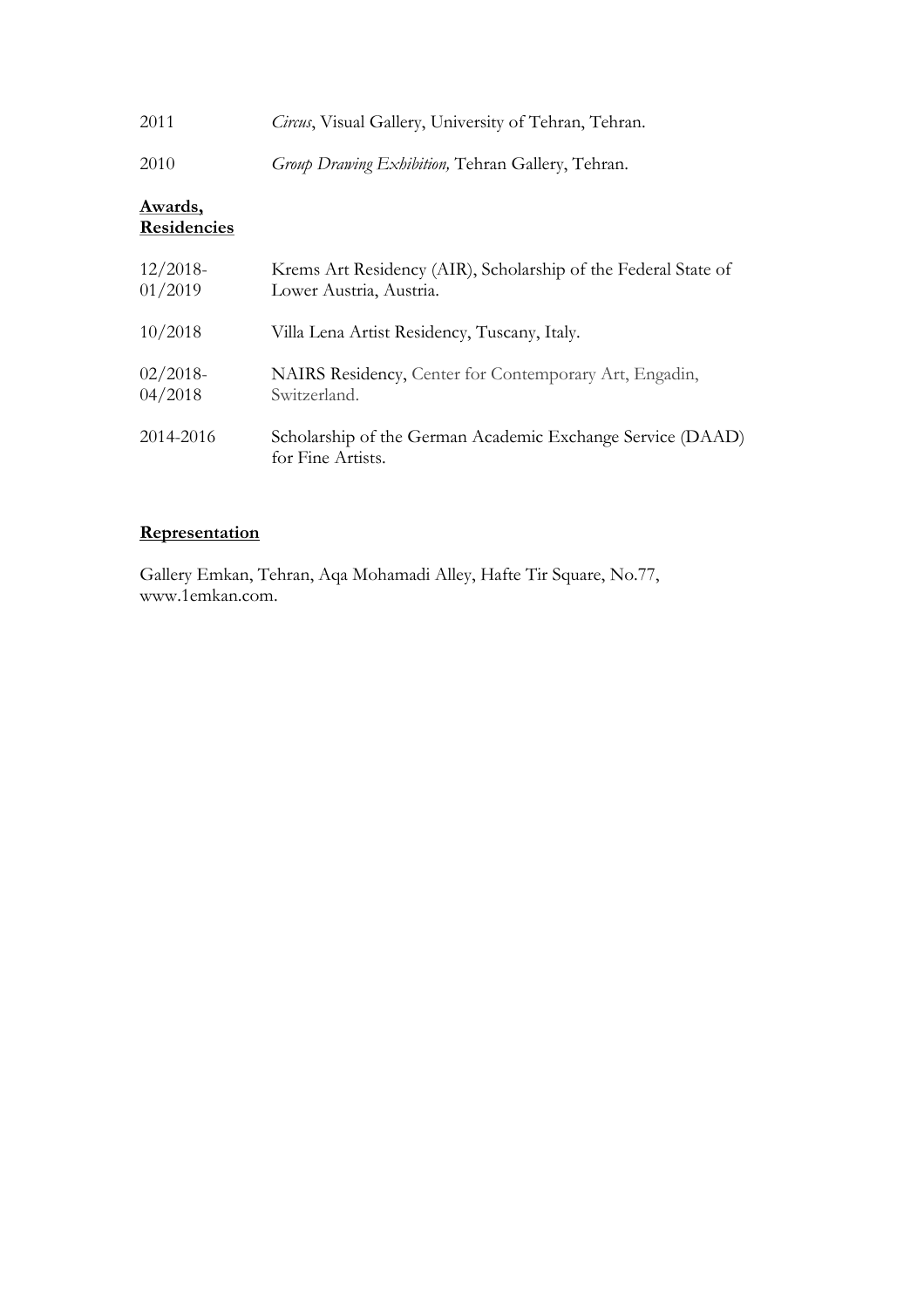2011 *Circus*, Visual Gallery, University of Tehran, Tehran.

2010 *Group Drawing Exhibition,* Tehran Gallery, Tehran.

**Awards, Residencies**

12/2018-01/2019 Krems Art Residency (AIR), Scholarship of the Federal State of Lower Austria, Austria.

10/2018 Villa Lena Artist Residency, Tuscany, Italy.

02/2018-04/2018 NAIRS Residency, Center for Contemporary Art, Engadin, Switzerland.

2014-2016 Scholarship of the German Academic Exchange Service (DAAD) for Fine Artists.

**Representation**

Gallery Emkan, Tehran, Aqa Mohamadi Alley, Hafte Tir Square, No.77, www.1emkan.com.